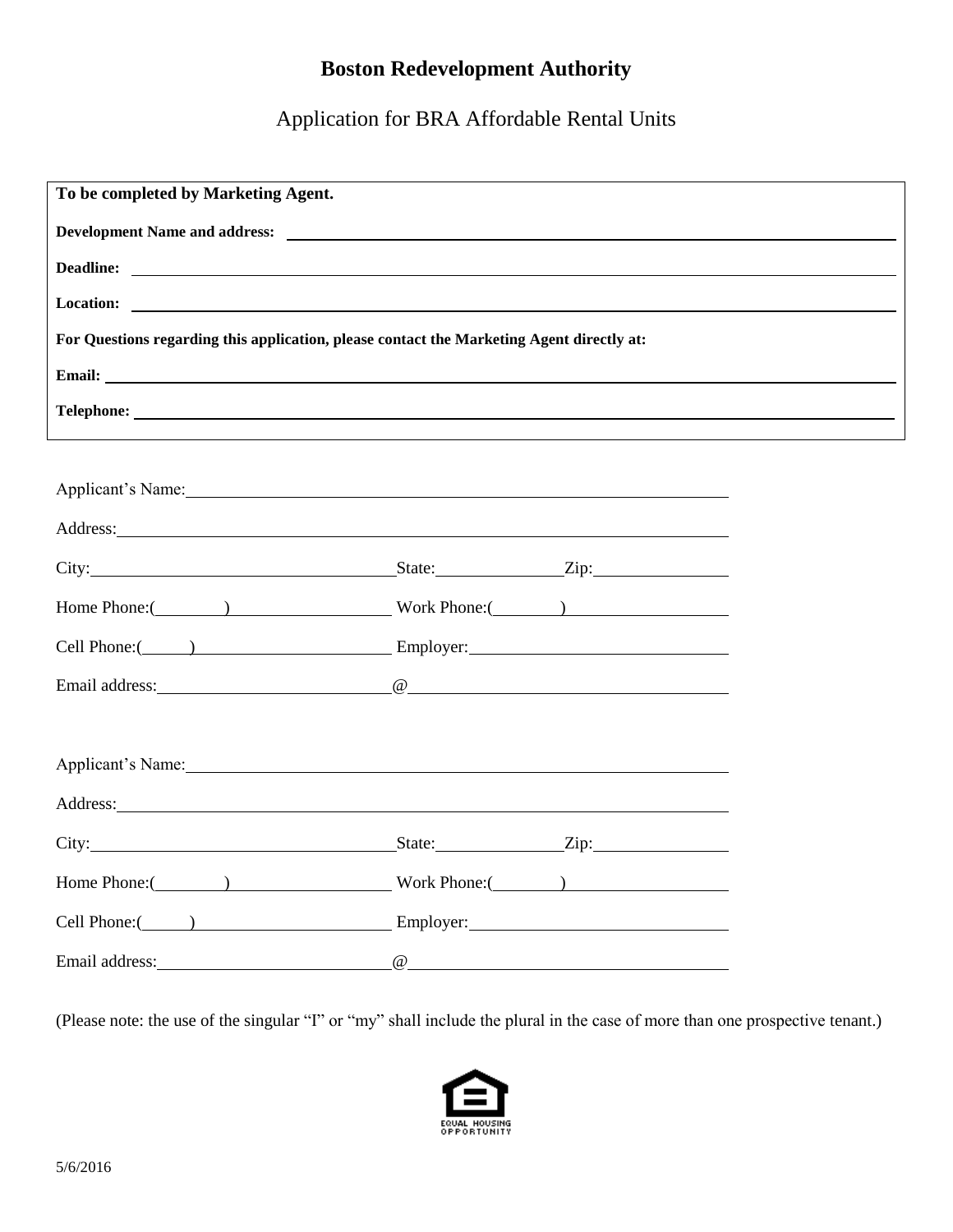# Boston Redevelopment Authority

## Application for BRA Affordable Rental Units

**To be completed by Marketing Agent.**

**Development Name and address:** ______________________________

**Deadline:** ______________________________

**Location:** ______________________________

**For Questions regarding this application, please contact the Marketing Agent directly at:**

**Email:** ______________________________

**Telephone:** ______________________________

Applicant's Name: ______________________________

Address: ______________________________

City: ____________________ State: __________ Zip: __________

Home Phone:( ) __________ Work Phone:( ) __________

Cell Phone:( ) __________ Employer: __________

Email address: __________@__________

Applicant's Name: ______________________________

Address: ______________________________

City: ____________________ State: __________ Zip: __________

Home Phone:( ) __________ Work Phone:( ) __________

Cell Phone:( ) __________ Employer: __________

Email address: __________@__________

(Please note: the use of the singular "I" or "my" shall include the plural in the case of more than one prospective tenant.)

EQUAL HOUSING OPPORTUNITY

5/6/2016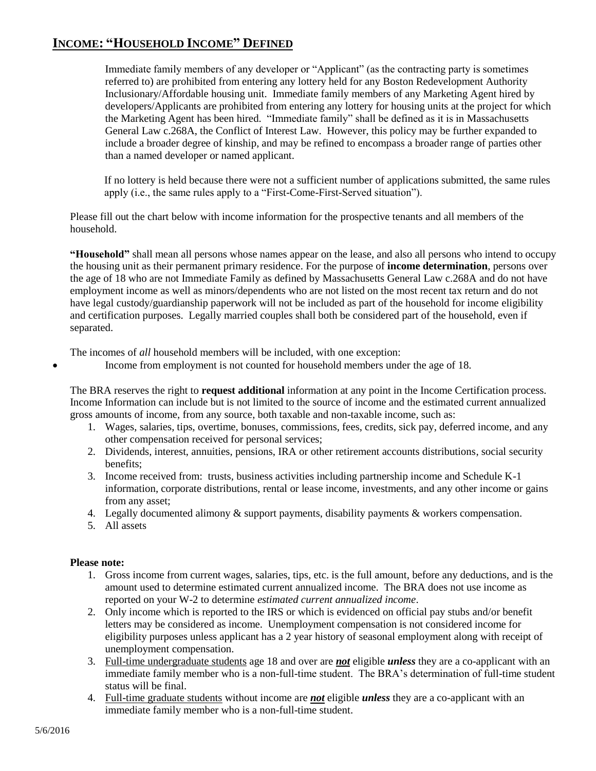## INCOME: "HOUSEHOLD INCOME" DEFINED

Immediate family members of any developer or "Applicant" (as the contracting party is sometimes referred to) are prohibited from entering any lottery held for any Boston Redevelopment Authority Inclusionary/Affordable housing unit. Immediate family members of any Marketing Agent hired by developers/Applicants are prohibited from entering any lottery for housing units at the project for which the Marketing Agent has been hired. "Immediate family" shall be defined as it is in Massachusetts General Law c.268A, the Conflict of Interest Law. However, this policy may be further expanded to include a broader degree of kinship, and may be refined to encompass a broader range of parties other than a named developer or named applicant.

If no lottery is held because there were not a sufficient number of applications submitted, the same rules apply (i.e., the same rules apply to a "First-Come-First-Served situation").

Please fill out the chart below with income information for the prospective tenants and all members of the household.

**"Household"** shall mean all persons whose names appear on the lease, and also all persons who intend to occupy the housing unit as their permanent primary residence. For the purpose of **income determination**, persons over the age of 18 who are not Immediate Family as defined by Massachusetts General Law c.268A and do not have employment income as well as minors/dependents who are not listed on the most recent tax return and do not have legal custody/guardianship paperwork will not be included as part of the household for income eligibility and certification purposes. Legally married couples shall both be considered part of the household, even if separated.

The incomes of *all* household members will be included, with one exception:

- Income from employment is not counted for household members under the age of 18.

The BRA reserves the right to **request additional** information at any point in the Income Certification process. Income Information can include but is not limited to the source of income and the estimated current annualized gross amounts of income, from any source, both taxable and non-taxable income, such as:

1. Wages, salaries, tips, overtime, bonuses, commissions, fees, credits, sick pay, deferred income, and any other compensation received for personal services;
2. Dividends, interest, annuities, pensions, IRA or other retirement accounts distributions, social security benefits;
3. Income received from: trusts, business activities including partnership income and Schedule K-1 information, corporate distributions, rental or lease income, investments, and any other income or gains from any asset;
4. Legally documented alimony & support payments, disability payments & workers compensation.
5. All assets

**Please note:**

1. Gross income from current wages, salaries, tips, etc. is the full amount, before any deductions, and is the amount used to determine estimated current annualized income. The BRA does not use income as reported on your W-2 to determine *estimated current annualized income*.
2. Only income which is reported to the IRS or which is evidenced on official pay stubs and/or benefit letters may be considered as income. Unemployment compensation is not considered income for eligibility purposes unless applicant has a 2 year history of seasonal employment along with receipt of unemployment compensation.
3. Full-time undergraduate students age 18 and over are ***not*** eligible ***unless*** they are a co-applicant with an immediate family member who is a non-full-time student. The BRA's determination of full-time student status will be final.
4. Full-time graduate students without income are ***not*** eligible ***unless*** they are a co-applicant with an immediate family member who is a non-full-time student.

5/6/2016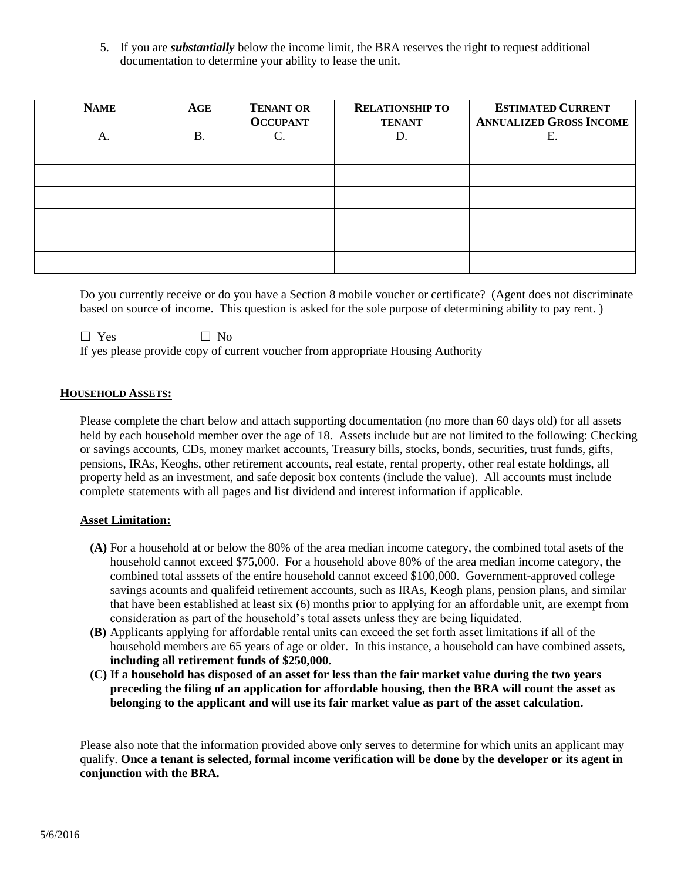5. If you are ***substantially*** below the income limit, the BRA reserves the right to request additional documentation to determine your ability to lease the unit.

| **NAME**<br>A. | **AGE**<br>B. | **TENANT OR OCCUPANT**<br>C. | **RELATIONSHIP TO TENANT**<br>D. | **ESTIMATED CURRENT ANNUALIZED GROSS INCOME**<br>E. |
|---|---|---|---|---|
| | | | | |
| | | | | |
| | | | | |
| | | | | |
| | | | | |
| | | | | |

Do you currently receive or do you have a Section 8 mobile voucher or certificate? (Agent does not discriminate based on source of income. This question is asked for the sole purpose of determining ability to pay rent. )

☐ Yes ☐ No

If yes please provide copy of current voucher from appropriate Housing Authority

**HOUSEHOLD ASSETS:**

Please complete the chart below and attach supporting documentation (no more than 60 days old) for all assets held by each household member over the age of 18. Assets include but are not limited to the following: Checking or savings accounts, CDs, money market accounts, Treasury bills, stocks, bonds, securities, trust funds, gifts, pensions, IRAs, Keoghs, other retirement accounts, real estate, rental property, other real estate holdings, all property held as an investment, and safe deposit box contents (include the value). All accounts must include complete statements with all pages and list dividend and interest information if applicable.

**Asset Limitation:**

**(A)** For a household at or below the 80% of the area median income category, the combined total asets of the household cannot exceed \$75,000. For a household above 80% of the area median income category, the combined total asssets of the entire household cannot exceed \$100,000. Government-approved college savings acounts and qualifeid retirement accounts, such as IRAs, Keogh plans, pension plans, and similar that have been established at least six (6) months prior to applying for an affordable unit, are exempt from consideration as part of the household's total assets unless they are being liquidated.

**(B)** Applicants applying for affordable rental units can exceed the set forth asset limitations if all of the household members are 65 years of age or older. In this instance, a household can have combined assets, **including all retirement funds of \$250,000.**

**(C) If a household has disposed of an asset for less than the fair market value during the two years preceding the filing of an application for affordable housing, then the BRA will count the asset as belonging to the applicant and will use its fair market value as part of the asset calculation.**

Please also note that the information provided above only serves to determine for which units an applicant may qualify. **Once a tenant is selected, formal income verification will be done by the developer or its agent in conjunction with the BRA.**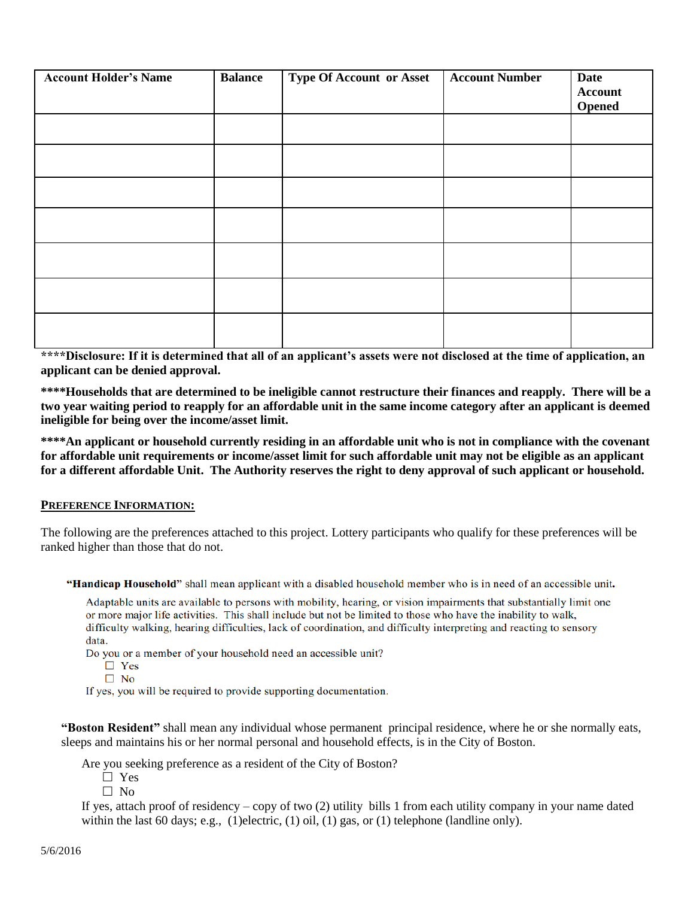| Account Holder's Name | Balance | Type Of Account or Asset | Account Number | Date Account Opened |
|---|---|---|---|---|
| | | | | |
| | | | | |
| | | | | |
| | | | | |
| | | | | |
| | | | | |
| | | | | |

****Disclosure: If it is determined that all of an applicant's assets were not disclosed at the time of application, an applicant can be denied approval.**

****Households that are determined to be ineligible cannot restructure their finances and reapply. There will be a two year waiting period to reapply for an affordable unit in the same income category after an applicant is deemed ineligible for being over the income/asset limit.**

****An applicant or household currently residing in an affordable unit who is not in compliance with the covenant for affordable unit requirements or income/asset limit for such affordable unit may not be eligible as an applicant for a different affordable Unit. The Authority reserves the right to deny approval of such applicant or household.**

## PREFERENCE INFORMATION:

The following are the preferences attached to this project. Lottery participants who qualify for these preferences will be ranked higher than those that do not.

**"Handicap Household"** shall mean applicant with a disabled household member who is in need of an accessible unit.

Adaptable units are available to persons with mobility, hearing, or vision impairments that substantially limit one or more major life activities. This shall include but not be limited to those who have the inability to walk, difficulty walking, hearing difficulties, lack of coordination, and difficulty interpreting and reacting to sensory data.

Do you or a member of your household need an accessible unit?

☐ Yes
☐ No

If yes, you will be required to provide supporting documentation.

**"Boston Resident"** shall mean any individual whose permanent principal residence, where he or she normally eats, sleeps and maintains his or her normal personal and household effects, is in the City of Boston.

Are you seeking preference as a resident of the City of Boston?

☐ Yes
☐ No

If yes, attach proof of residency – copy of two (2) utility bills 1 from each utility company in your name dated within the last 60 days; e.g., (1)electric, (1) oil, (1) gas, or (1) telephone (landline only).

5/6/2016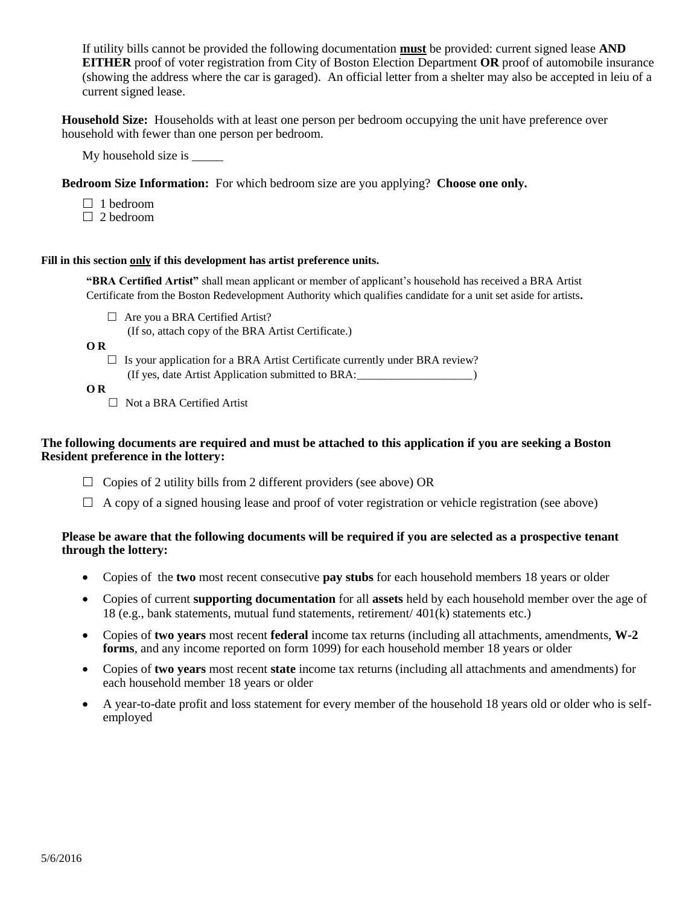If utility bills cannot be provided the following documentation **must** be provided: current signed lease **AND EITHER** proof of voter registration from City of Boston Election Department **OR** proof of automobile insurance (showing the address where the car is garaged). An official letter from a shelter may also be accepted in leiu of a current signed lease.

**Household Size:** Households with at least one person per bedroom occupying the unit have preference over household with fewer than one person per bedroom.

My household size is _____

**Bedroom Size Information:** For which bedroom size are you applying? **Choose one only.**

☐ 1 bedroom
☐ 2 bedroom

**Fill in this section only if this development has artist preference units.**

**"BRA Certified Artist"** shall mean applicant or member of applicant's household has received a BRA Artist Certificate from the Boston Redevelopment Authority which qualifies candidate for a unit set aside for artists**.**

☐ Are you a BRA Certified Artist?
(If so, attach copy of the BRA Artist Certificate.)

**O R**

☐ Is your application for a BRA Artist Certificate currently under BRA review?
(If yes, date Artist Application submitted to BRA:____________________)

**O R**

☐ Not a BRA Certified Artist

**The following documents are required and must be attached to this application if you are seeking a Boston Resident preference in the lottery:**

☐ Copies of 2 utility bills from 2 different providers (see above) OR

☐ A copy of a signed housing lease and proof of voter registration or vehicle registration (see above)

**Please be aware that the following documents will be required if you are selected as a prospective tenant through the lottery:**

- Copies of the **two** most recent consecutive **pay stubs** for each household members 18 years or older
- Copies of current **supporting documentation** for all **assets** held by each household member over the age of 18 (e.g., bank statements, mutual fund statements, retirement/ 401(k) statements etc.)
- Copies of **two years** most recent **federal** income tax returns (including all attachments, amendments, **W-2 forms**, and any income reported on form 1099) for each household member 18 years or older
- Copies of **two years** most recent **state** income tax returns (including all attachments and amendments) for each household member 18 years or older
- A year-to-date profit and loss statement for every member of the household 18 years old or older who is self-employed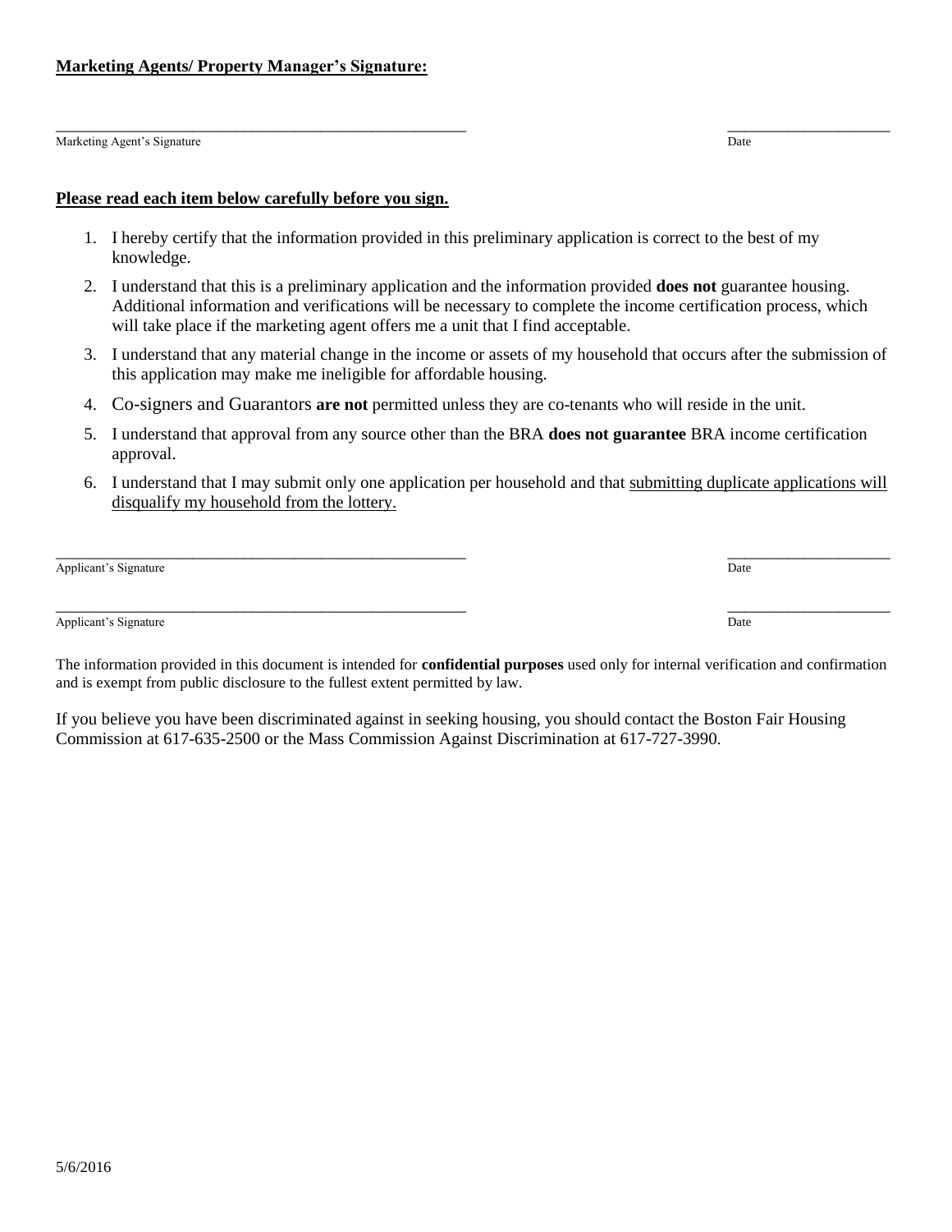**Marketing Agents/ Property Manager's Signature:**

\_\_\_\_\_\_\_\_\_\_\_\_\_\_\_\_\_\_\_\_\_\_\_\_\_\_\_\_\_\_\_\_\_\_\_\_\_\_\_\_\_\_\_\_\_\_\_\_\_\_\_\_ \_\_\_\_\_\_\_\_\_\_\_\_\_\_\_\_\_\_\_\_\_
Marketing Agent's Signature Date

**Please read each item below carefully before you sign.**

1. I hereby certify that the information provided in this preliminary application is correct to the best of my knowledge.
2. I understand that this is a preliminary application and the information provided **does not** guarantee housing. Additional information and verifications will be necessary to complete the income certification process, which will take place if the marketing agent offers me a unit that I find acceptable.
3. I understand that any material change in the income or assets of my household that occurs after the submission of this application may make me ineligible for affordable housing.
4. Co-signers and Guarantors **are not** permitted unless they are co-tenants who will reside in the unit.
5. I understand that approval from any source other than the BRA **does not guarantee** BRA income certification approval.
6. I understand that I may submit only one application per household and that <u>submitting duplicate applications will disqualify my household from the lottery.</u>

\_\_\_\_\_\_\_\_\_\_\_\_\_\_\_\_\_\_\_\_\_\_\_\_\_\_\_\_\_\_\_\_\_\_\_\_\_\_\_\_\_\_\_\_\_\_\_\_\_\_\_\_ \_\_\_\_\_\_\_\_\_\_\_\_\_\_\_\_\_\_\_\_\_
Applicant's Signature Date

\_\_\_\_\_\_\_\_\_\_\_\_\_\_\_\_\_\_\_\_\_\_\_\_\_\_\_\_\_\_\_\_\_\_\_\_\_\_\_\_\_\_\_\_\_\_\_\_\_\_\_\_ \_\_\_\_\_\_\_\_\_\_\_\_\_\_\_\_\_\_\_\_\_
Applicant's Signature Date

The information provided in this document is intended for **confidential purposes** used only for internal verification and confirmation and is exempt from public disclosure to the fullest extent permitted by law.

If you believe you have been discriminated against in seeking housing, you should contact the Boston Fair Housing Commission at 617-635-2500 or the Mass Commission Against Discrimination at 617-727-3990.

5/6/2016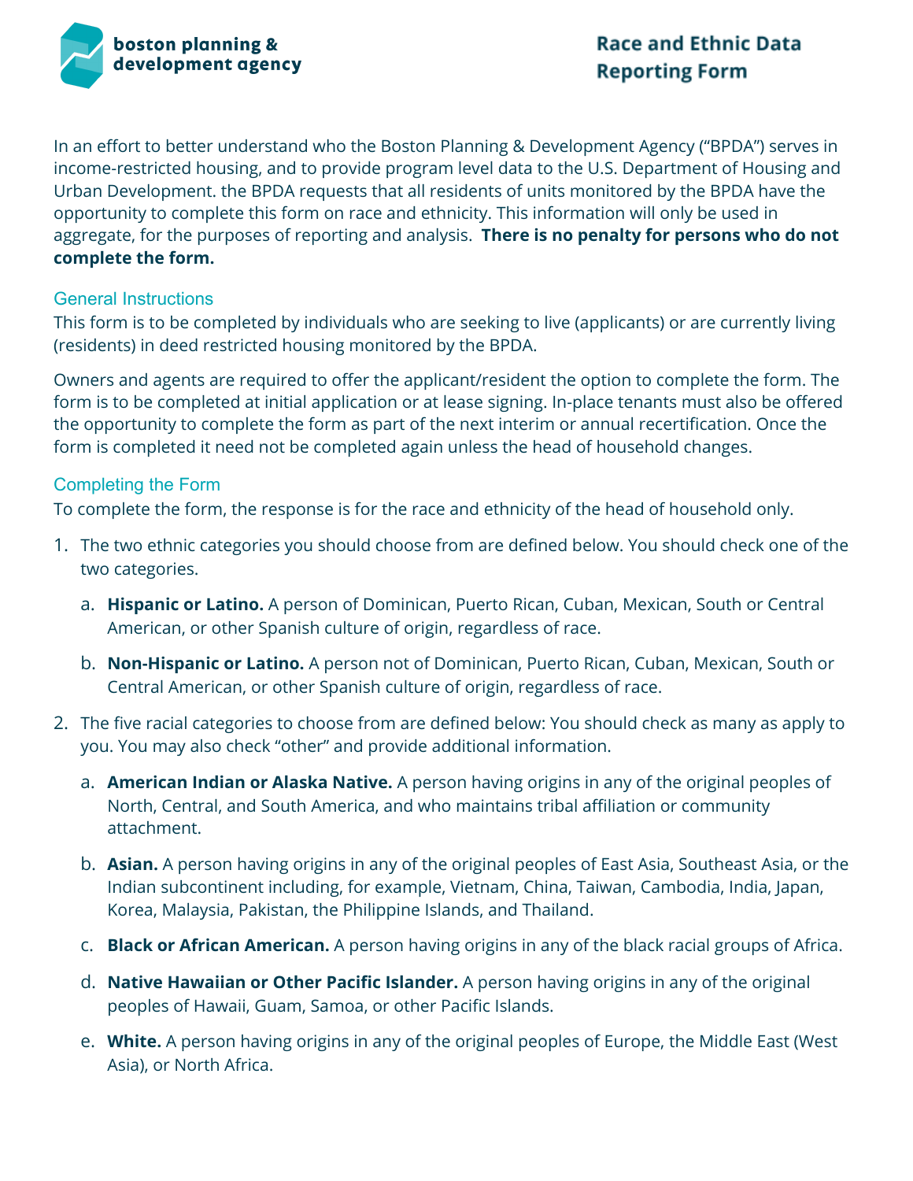boston planning & development agency

# Race and Ethnic Data Reporting Form

In an effort to better understand who the Boston Planning & Development Agency ("BPDA") serves in income-restricted housing, and to provide program level data to the U.S. Department of Housing and Urban Development. the BPDA requests that all residents of units monitored by the BPDA have the opportunity to complete this form on race and ethnicity. This information will only be used in aggregate, for the purposes of reporting and analysis. **There is no penalty for persons who do not complete the form.**

## General Instructions

This form is to be completed by individuals who are seeking to live (applicants) or are currently living (residents) in deed restricted housing monitored by the BPDA.

Owners and agents are required to offer the applicant/resident the option to complete the form. The form is to be completed at initial application or at lease signing. In-place tenants must also be offered the opportunity to complete the form as part of the next interim or annual recertification. Once the form is completed it need not be completed again unless the head of household changes.

## Completing the Form

To complete the form, the response is for the race and ethnicity of the head of household only.

1. The two ethnic categories you should choose from are defined below. You should check one of the two categories.
   a. **Hispanic or Latino.** A person of Dominican, Puerto Rican, Cuban, Mexican, South or Central American, or other Spanish culture of origin, regardless of race.
   b. **Non-Hispanic or Latino.** A person not of Dominican, Puerto Rican, Cuban, Mexican, South or Central American, or other Spanish culture of origin, regardless of race.
2. The five racial categories to choose from are defined below: You should check as many as apply to you. You may also check "other" and provide additional information.
   a. **American Indian or Alaska Native.** A person having origins in any of the original peoples of North, Central, and South America, and who maintains tribal affiliation or community attachment.
   b. **Asian.** A person having origins in any of the original peoples of East Asia, Southeast Asia, or the Indian subcontinent including, for example, Vietnam, China, Taiwan, Cambodia, India, Japan, Korea, Malaysia, Pakistan, the Philippine Islands, and Thailand.
   c. **Black or African American.** A person having origins in any of the black racial groups of Africa.
   d. **Native Hawaiian or Other Pacific Islander.** A person having origins in any of the original peoples of Hawaii, Guam, Samoa, or other Pacific Islands.
   e. **White.** A person having origins in any of the original peoples of Europe, the Middle East (West Asia), or North Africa.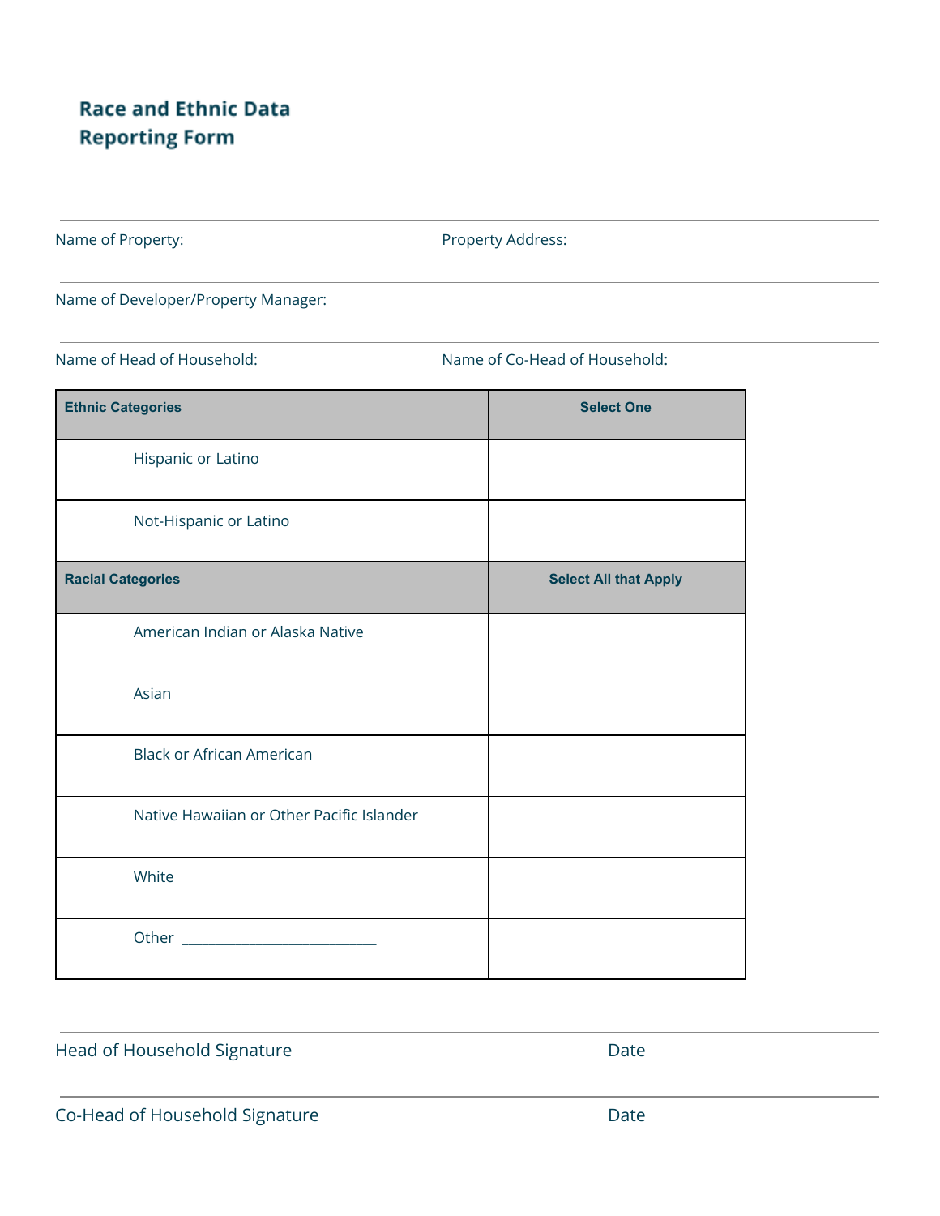# Race and Ethnic Data Reporting Form

Name of Property:

Property Address:

Name of Developer/Property Manager:

Name of Head of Household:

Name of Co-Head of Household:

| **Ethnic Categories** | **Select One** |
|---|---|
| Hispanic or Latino | |
| Not-Hispanic or Latino | |
| **Racial Categories** | **Select All that Apply** |
| American Indian or Alaska Native | |
| Asian | |
| Black or African American | |
| Native Hawaiian or Other Pacific Islander | |
| White | |
| Other ___________________________ | |

Head of Household Signature — Date

Co-Head of Household Signature — Date